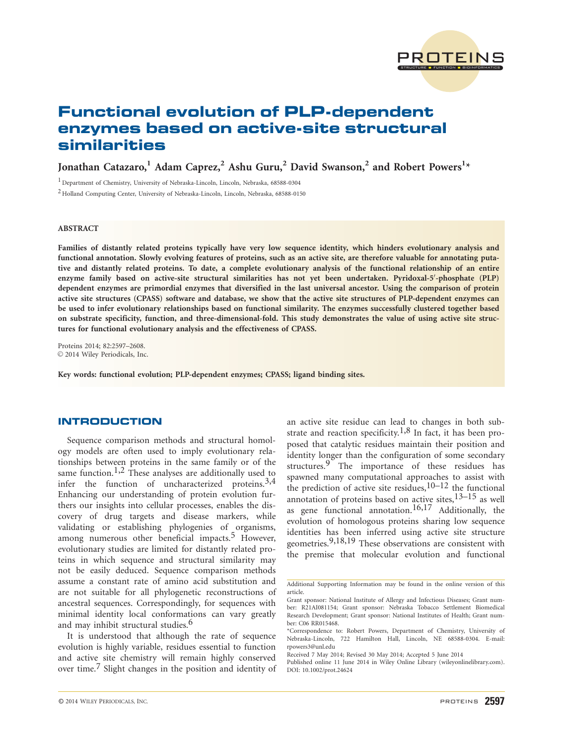# Functional evolution of PLP-dependent enzymes based on active-site structural similarities

Jonathan Catazaro,[1] Adam Caprez,[2] Ashu Guru,[2] David Swanson,[2] and Robert Powers[1]*

[1] Department of Chemistry, University of Nebraska-Lincoln, Lincoln, Nebraska, 68588-0304

[2] Holland Computing Center, University of Nebraska-Lincoln, Lincoln, Nebraska, 68588-0150

## ABSTRACT

**Families of distantly related proteins typically have very low sequence identity, which hinders evolutionary analysis and functional annotation. Slowly evolving features of proteins, such as an active site, are therefore valuable for annotating putative and distantly related proteins. To date, a complete evolutionary analysis of the functional relationship of an entire enzyme family based on active-site structural similarities has not yet been undertaken. Pyridoxal-5′-phosphate (PLP) dependent enzymes are primordial enzymes that diversified in the last universal ancestor. Using the comparison of protein active site structures (CPASS) software and database, we show that the active site structures of PLP-dependent enzymes can be used to infer evolutionary relationships based on functional similarity. The enzymes successfully clustered together based on substrate specificity, function, and three-dimensional-fold. This study demonstrates the value of using active site structures for functional evolutionary analysis and the effectiveness of CPASS.**

Proteins 2014; 82:2597–2608.
© 2014 Wiley Periodicals, Inc.

**Key words: functional evolution; PLP-dependent enzymes; CPASS; ligand binding sites.**

## INTRODUCTION

Sequence comparison methods and structural homology models are often used to imply evolutionary relationships between proteins in the same family or of the same function.[1,2] These analyses are additionally used to infer the function of uncharacterized proteins.[3,4] Enhancing our understanding of protein evolution furthers our insights into cellular processes, enables the discovery of drug targets and disease markers, while validating or establishing phylogenies of organisms, among numerous other beneficial impacts.[5] However, evolutionary studies are limited for distantly related proteins in which sequence and structural similarity may not be easily deduced. Sequence comparison methods assume a constant rate of amino acid substitution and are not suitable for all phylogenetic reconstructions of ancestral sequences. Correspondingly, for sequences with minimal identity local conformations can vary greatly and may inhibit structural studies.[6]

It is understood that although the rate of sequence evolution is highly variable, residues essential to function and active site chemistry will remain highly conserved over time.[7] Slight changes in the position and identity of an active site residue can lead to changes in both substrate and reaction specificity.[1,8] In fact, it has been proposed that catalytic residues maintain their position and identity longer than the configuration of some secondary structures.[9] The importance of these residues has spawned many computational approaches to assist with the prediction of active site residues,[10–12] the functional annotation of proteins based on active sites,[13–15] as well as gene functional annotation.[16,17] Additionally, the evolution of homologous proteins sharing low sequence identities has been inferred using active site structure geometries.[9,18,19] These observations are consistent with the premise that molecular evolution and functional

---

Additional Supporting Information may be found in the online version of this article.

Grant sponsor: National Institute of Allergy and Infectious Diseases; Grant number: R21AI081154; Grant sponsor: Nebraska Tobacco Settlement Biomedical Research Development; Grant sponsor: National Institutes of Health; Grant number: C06 RR015468.

*Correspondence to: Robert Powers, Department of Chemistry, University of Nebraska-Lincoln, 722 Hamilton Hall, Lincoln, NE 68588-0304. E-mail: rpowers3@unl.edu

Received 7 May 2014; Revised 30 May 2014; Accepted 5 June 2014

Published online 11 June 2014 in Wiley Online Library (wileyonlinelibrary.com). DOI: 10.1002/prot.24624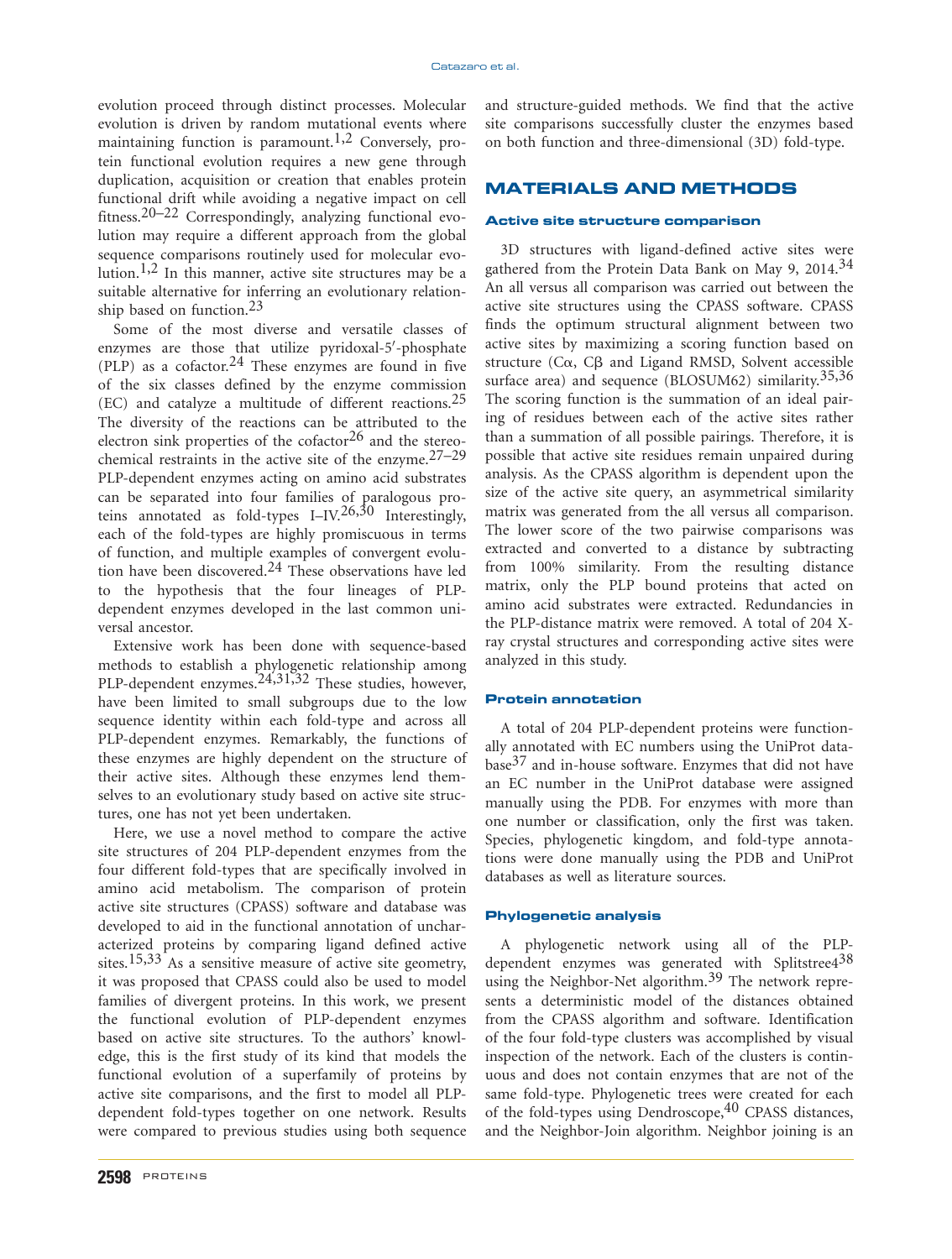evolution proceed through distinct processes. Molecular evolution is driven by random mutational events where maintaining function is paramount.[1,2] Conversely, protein functional evolution requires a new gene through duplication, acquisition or creation that enables protein functional drift while avoiding a negative impact on cell fitness.[20–22] Correspondingly, analyzing functional evolution may require a different approach from the global sequence comparisons routinely used for molecular evolution.[1,2] In this manner, active site structures may be a suitable alternative for inferring an evolutionary relationship based on function.[23]

Some of the most diverse and versatile classes of enzymes are those that utilize pyridoxal-5′-phosphate (PLP) as a cofactor.[24] These enzymes are found in five of the six classes defined by the enzyme commission (EC) and catalyze a multitude of different reactions.[25] The diversity of the reactions can be attributed to the electron sink properties of the cofactor[26] and the stereochemical restraints in the active site of the enzyme.[27–29] PLP-dependent enzymes acting on amino acid substrates can be separated into four families of paralogous proteins annotated as fold-types I–IV.[26,30] Interestingly, each of the fold-types are highly promiscuous in terms of function, and multiple examples of convergent evolution have been discovered.[24] These observations have led to the hypothesis that the four lineages of PLP-dependent enzymes developed in the last common universal ancestor.

Extensive work has been done with sequence-based methods to establish a phylogenetic relationship among PLP-dependent enzymes.[24,31,32] These studies, however, have been limited to small subgroups due to the low sequence identity within each fold-type and across all PLP-dependent enzymes. Remarkably, the functions of these enzymes are highly dependent on the structure of their active sites. Although these enzymes lend themselves to an evolutionary study based on active site structures, one has not yet been undertaken.

Here, we use a novel method to compare the active site structures of 204 PLP-dependent enzymes from the four different fold-types that are specifically involved in amino acid metabolism. The comparison of protein active site structures (CPASS) software and database was developed to aid in the functional annotation of uncharacterized proteins by comparing ligand defined active sites.[15,33] As a sensitive measure of active site geometry, it was proposed that CPASS could also be used to model families of divergent proteins. In this work, we present the functional evolution of PLP-dependent enzymes based on active site structures. To the authors' knowledge, this is the first study of its kind that models the functional evolution of a superfamily of proteins by active site comparisons, and the first to model all PLP-dependent fold-types together on one network. Results were compared to previous studies using both sequence and structure-guided methods. We find that the active site comparisons successfully cluster the enzymes based on both function and three-dimensional (3D) fold-type.

## MATERIALS AND METHODS

### Active site structure comparison

3D structures with ligand-defined active sites were gathered from the Protein Data Bank on May 9, 2014.[34] An all versus all comparison was carried out between the active site structures using the CPASS software. CPASS finds the optimum structural alignment between two active sites by maximizing a scoring function based on structure (Cα, Cβ and Ligand RMSD, Solvent accessible surface area) and sequence (BLOSUM62) similarity.[35,36] The scoring function is the summation of an ideal pairing of residues between each of the active sites rather than a summation of all possible pairings. Therefore, it is possible that active site residues remain unpaired during analysis. As the CPASS algorithm is dependent upon the size of the active site query, an asymmetrical similarity matrix was generated from the all versus all comparison. The lower score of the two pairwise comparisons was extracted and converted to a distance by subtracting from 100% similarity. From the resulting distance matrix, only the PLP bound proteins that acted on amino acid substrates were extracted. Redundancies in the PLP-distance matrix were removed. A total of 204 X-ray crystal structures and corresponding active sites were analyzed in this study.

### Protein annotation

A total of 204 PLP-dependent proteins were functionally annotated with EC numbers using the UniProt database[37] and in-house software. Enzymes that did not have an EC number in the UniProt database were assigned manually using the PDB. For enzymes with more than one number or classification, only the first was taken. Species, phylogenetic kingdom, and fold-type annotations were done manually using the PDB and UniProt databases as well as literature sources.

### Phylogenetic analysis

A phylogenetic network using all of the PLP-dependent enzymes was generated with Splitstree4[38] using the Neighbor-Net algorithm.[39] The network represents a deterministic model of the distances obtained from the CPASS algorithm and software. Identification of the four fold-type clusters was accomplished by visual inspection of the network. Each of the clusters is continuous and does not contain enzymes that are not of the same fold-type. Phylogenetic trees were created for each of the fold-types using Dendroscope,[40] CPASS distances, and the Neighbor-Join algorithm. Neighbor joining is an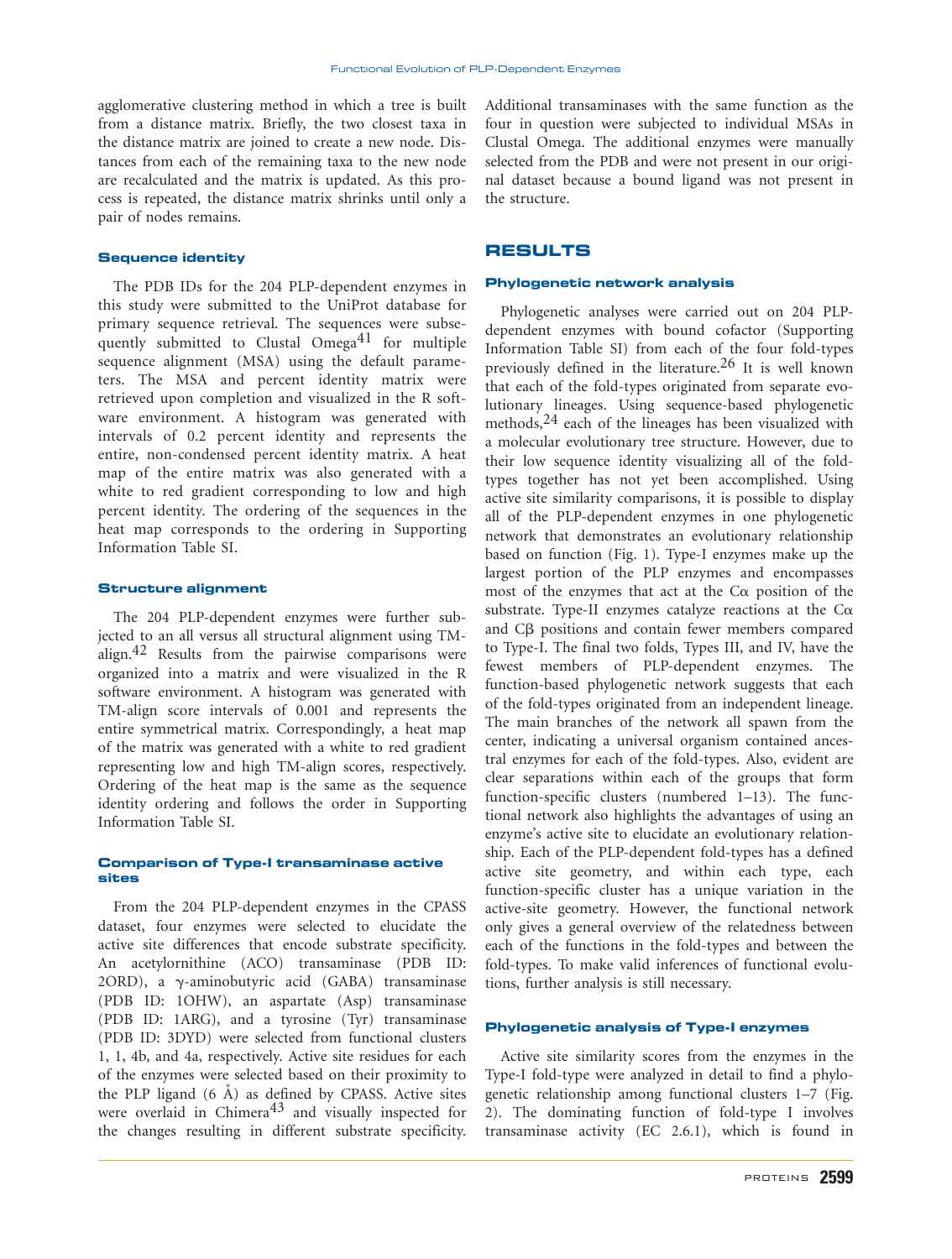agglomerative clustering method in which a tree is built from a distance matrix. Briefly, the two closest taxa in the distance matrix are joined to create a new node. Distances from each of the remaining taxa to the new node are recalculated and the matrix is updated. As this process is repeated, the distance matrix shrinks until only a pair of nodes remains.

### Sequence identity

The PDB IDs for the 204 PLP-dependent enzymes in this study were submitted to the UniProt database for primary sequence retrieval. The sequences were subsequently submitted to Clustal Omega[41] for multiple sequence alignment (MSA) using the default parameters. The MSA and percent identity matrix were retrieved upon completion and visualized in the R software environment. A histogram was generated with intervals of 0.2 percent identity and represents the entire, non-condensed percent identity matrix. A heat map of the entire matrix was also generated with a white to red gradient corresponding to low and high percent identity. The ordering of the sequences in the heat map corresponds to the ordering in Supporting Information Table SI.

### Structure alignment

The 204 PLP-dependent enzymes were further subjected to an all versus all structural alignment using TM-align.[42] Results from the pairwise comparisons were organized into a matrix and were visualized in the R software environment. A histogram was generated with TM-align score intervals of 0.001 and represents the entire symmetrical matrix. Correspondingly, a heat map of the matrix was generated with a white to red gradient representing low and high TM-align scores, respectively. Ordering of the heat map is the same as the sequence identity ordering and follows the order in Supporting Information Table SI.

### Comparison of Type-I transaminase active sites

From the 204 PLP-dependent enzymes in the CPASS dataset, four enzymes were selected to elucidate the active site differences that encode substrate specificity. An acetylornithine (ACO) transaminase (PDB ID: 2ORD), a γ-aminobutyric acid (GABA) transaminase (PDB ID: 1OHW), an aspartate (Asp) transaminase (PDB ID: 1ARG), and a tyrosine (Tyr) transaminase (PDB ID: 3DYD) were selected from functional clusters 1, 1, 4b, and 4a, respectively. Active site residues for each of the enzymes were selected based on their proximity to the PLP ligand (6 Å) as defined by CPASS. Active sites were overlaid in Chimera[43] and visually inspected for the changes resulting in different substrate specificity. Additional transaminases with the same function as the four in question were subjected to individual MSAs in Clustal Omega. The additional enzymes were manually selected from the PDB and were not present in our original dataset because a bound ligand was not present in the structure.

## RESULTS

### Phylogenetic network analysis

Phylogenetic analyses were carried out on 204 PLP-dependent enzymes with bound cofactor (Supporting Information Table SI) from each of the four fold-types previously defined in the literature.[26] It is well known that each of the fold-types originated from separate evolutionary lineages. Using sequence-based phylogenetic methods,[24] each of the lineages has been visualized with a molecular evolutionary tree structure. However, due to their low sequence identity visualizing all of the fold-types together has not yet been accomplished. Using active site similarity comparisons, it is possible to display all of the PLP-dependent enzymes in one phylogenetic network that demonstrates an evolutionary relationship based on function (Fig. 1). Type-I enzymes make up the largest portion of the PLP enzymes and encompasses most of the enzymes that act at the Cα position of the substrate. Type-II enzymes catalyze reactions at the Cα and Cβ positions and contain fewer members compared to Type-I. The final two folds, Types III, and IV, have the fewest members of PLP-dependent enzymes. The function-based phylogenetic network suggests that each of the fold-types originated from an independent lineage. The main branches of the network all spawn from the center, indicating a universal organism contained ancestral enzymes for each of the fold-types. Also, evident are clear separations within each of the groups that form function-specific clusters (numbered 1–13). The functional network also highlights the advantages of using an enzyme's active site to elucidate an evolutionary relationship. Each of the PLP-dependent fold-types has a defined active site geometry, and within each type, each function-specific cluster has a unique variation in the active-site geometry. However, the functional network only gives a general overview of the relatedness between each of the functions in the fold-types and between the fold-types. To make valid inferences of functional evolutions, further analysis is still necessary.

### Phylogenetic analysis of Type-I enzymes

Active site similarity scores from the enzymes in the Type-I fold-type were analyzed in detail to find a phylogenetic relationship among functional clusters 1–7 (Fig. 2). The dominating function of fold-type I involves transaminase activity (EC 2.6.1), which is found in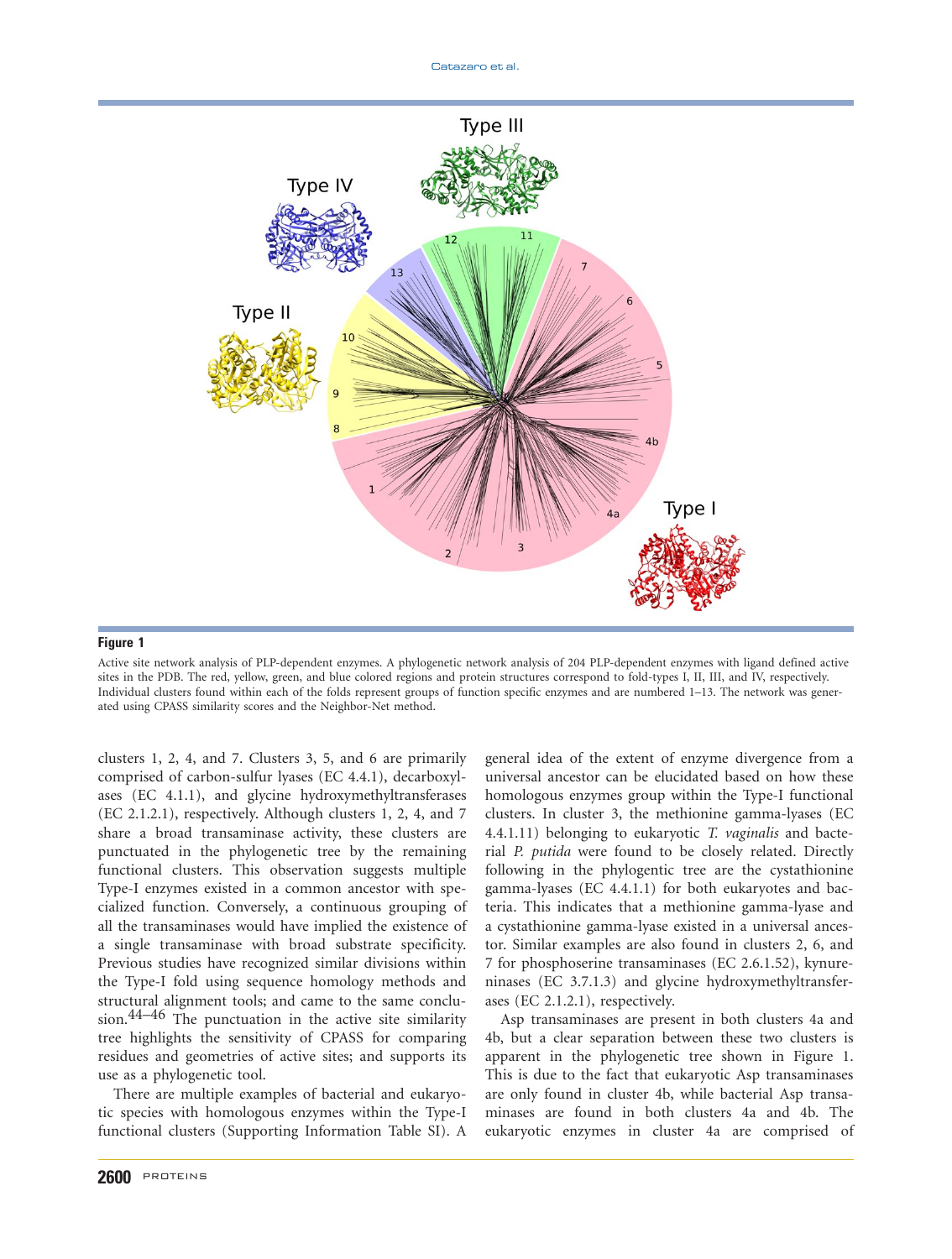**Figure 1**

Active site network analysis of PLP-dependent enzymes. A phylogenetic network analysis of 204 PLP-dependent enzymes with ligand defined active sites in the PDB. The red, yellow, green, and blue colored regions and protein structures correspond to fold-types I, II, III, and IV, respectively. Individual clusters found within each of the folds represent groups of function specific enzymes and are numbered 1–13. The network was generated using CPASS similarity scores and the Neighbor-Net method.

clusters 1, 2, 4, and 7. Clusters 3, 5, and 6 are primarily comprised of carbon-sulfur lyases (EC 4.4.1), decarboxylases (EC 4.1.1), and glycine hydroxymethyltransferases (EC 2.1.2.1), respectively. Although clusters 1, 2, 4, and 7 share a broad transaminase activity, these clusters are punctuated in the phylogenetic tree by the remaining functional clusters. This observation suggests multiple Type-I enzymes existed in a common ancestor with specialized function. Conversely, a continuous grouping of all the transaminases would have implied the existence of a single transaminase with broad substrate specificity. Previous studies have recognized similar divisions within the Type-I fold using sequence homology methods and structural alignment tools; and came to the same conclusion.[44–46] The punctuation in the active site similarity tree highlights the sensitivity of CPASS for comparing residues and geometries of active sites; and supports its use as a phylogenetic tool.

There are multiple examples of bacterial and eukaryotic species with homologous enzymes within the Type-I functional clusters (Supporting Information Table SI). A general idea of the extent of enzyme divergence from a universal ancestor can be elucidated based on how these homologous enzymes group within the Type-I functional clusters. In cluster 3, the methionine gamma-lyases (EC 4.4.1.11) belonging to eukaryotic *T. vaginalis* and bacterial *P. putida* were found to be closely related. Directly following in the phylogentic tree are the cystathionine gamma-lyases (EC 4.4.1.1) for both eukaryotes and bacteria. This indicates that a methionine gamma-lyase and a cystathionine gamma-lyase existed in a universal ancestor. Similar examples are also found in clusters 2, 6, and 7 for phosphoserine transaminases (EC 2.6.1.52), kynureninases (EC 3.7.1.3) and glycine hydroxymethyltransferases (EC 2.1.2.1), respectively.

Asp transaminases are present in both clusters 4a and 4b, but a clear separation between these two clusters is apparent in the phylogenetic tree shown in Figure 1. This is due to the fact that eukaryotic Asp transaminases are only found in cluster 4b, while bacterial Asp transaminases are found in both clusters 4a and 4b. The eukaryotic enzymes in cluster 4a are comprised of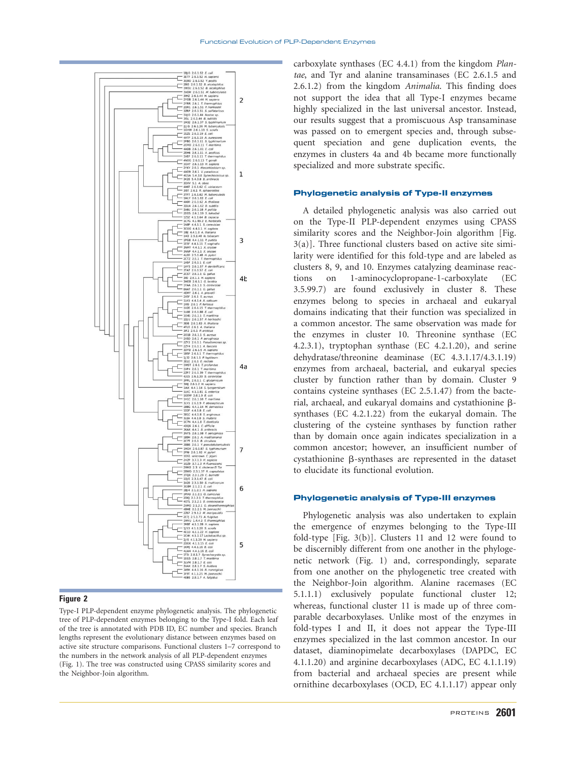carboxylate synthases (EC 4.4.1) from the kingdom *Plantae*, and Tyr and alanine transaminases (EC 2.6.1.5 and 2.6.1.2) from the kingdom *Animalia*. This finding does not support the idea that all Type-I enzymes became highly specialized in the last universal ancestor. Instead, our results suggest that a promiscuous Asp transaminase was passed on to emergent species and, through subsequent speciation and gene duplication events, the enzymes in clusters 4a and 4b became more functionally specialized and more substrate specific.

**Figure 2**

Type-I PLP-dependent enzyme phylogenetic analysis. The phylogenetic tree of PLP-dependent enzymes belonging to the Type-I fold. Each leaf of the tree is annotated with PDB ID, EC number and species. Branch lengths represent the evolutionary distance between enzymes based on active site structure comparisons. Functional clusters 1–7 correspond to the numbers in the network analysis of all PLP-dependent enzymes (Fig. 1). The tree was constructed using CPASS similarity scores and the Neighbor-Join algorithm.

### Phylogenetic analysis of Type-II enzymes

A detailed phylogenetic analysis was also carried out on the Type-II PLP-dependent enzymes using CPASS similarity scores and the Neighbor-Join algorithm [Fig. 3(a)]. Three functional clusters based on active site similarity were identified for this fold-type and are labeled as clusters 8, 9, and 10. Enzymes catalyzing deaminase reactions on 1-aminocyclopropane-1-carboxylate (EC 3.5.99.7) are found exclusively in cluster 8. These enzymes belong to species in archaeal and eukaryal domains indicating that their function was specialized in a common ancestor. The same observation was made for the enzymes in cluster 10. Threonine synthase (EC 4.2.3.1), tryptophan synthase (EC 4.2.1.20), and serine dehydratase/threonine deaminase (EC 4.3.1.17/4.3.1.19) enzymes from archaeal, bacterial, and eukaryal species cluster by function rather than by domain. Cluster 9 contains cysteine synthases (EC 2.5.1.47) from the bacterial, archaeal, and eukaryal domains and cystathionine β-synthases (EC 4.2.1.22) from the eukaryal domain. The clustering of the cysteine synthases by function rather than by domain once again indicates specialization in a common ancestor; however, an insufficient number of cystathionine β-synthases are represented in the dataset to elucidate its functional evolution.

### Phylogenetic analysis of Type-III enzymes

Phylogenetic analysis was also undertaken to explain the emergence of enzymes belonging to the Type-III fold-type [Fig. 3(b)]. Clusters 11 and 12 were found to be discernibly different from one another in the phylogenetic network (Fig. 1) and, correspondingly, separate from one another on the phylogenetic tree created with the Neighbor-Join algorithm. Alanine racemases (EC 5.1.1.1) exclusively populate functional cluster 12; whereas, functional cluster 11 is made up of three comparable decarboxylases. Unlike most of the enzymes in fold-types I and II, it does not appear the Type-III enzymes specialized in the last common ancestor. In our dataset, diaminopimelate decarboxylases (DAPDC, EC 4.1.1.20) and arginine decarboxylases (ADC, EC 4.1.1.19) from bacterial and archaeal species are present while ornithine decarboxylases (OCD, EC 4.1.1.17) appear only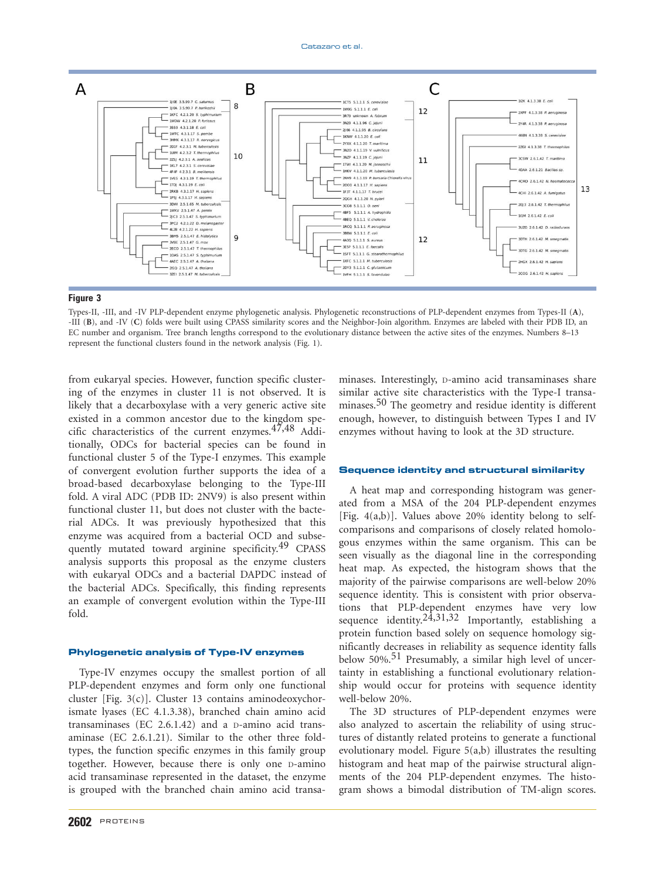**Figure 3**

Types-II, -III, and -IV PLP-dependent enzyme phylogenetic analysis. Phylogenetic reconstructions of PLP-dependent enzymes from Types-II (**A**), -III (**B**), and -IV (**C**) folds were built using CPASS similarity scores and the Neighbor-Join algorithm. Enzymes are labeled with their PDB ID, an EC number and organism. Tree branch lengths correspond to the evolutionary distance between the active sites of the enzymes. Numbers 8–13 represent the functional clusters found in the network analysis (Fig. 1).

from eukaryal species. However, function specific clustering of the enzymes in cluster 11 is not observed. It is likely that a decarboxylase with a very generic active site existed in a common ancestor due to the kingdom specific characteristics of the current enzymes.[47,48] Additionally, ODCs for bacterial species can be found in functional cluster 5 of the Type-I enzymes. This example of convergent evolution further supports the idea of a broad-based decarboxylase belonging to the Type-III fold. A viral ADC (PDB ID: 2NV9) is also present within functional cluster 11, but does not cluster with the bacterial ADCs. It was previously hypothesized that this enzyme was acquired from a bacterial OCD and subsequently mutated toward arginine specificity.[49] CPASS analysis supports this proposal as the enzyme clusters with eukaryal ODCs and a bacterial DAPDC instead of the bacterial ADCs. Specifically, this finding represents an example of convergent evolution within the Type-III fold.

## Phylogenetic analysis of Type-IV enzymes

Type-IV enzymes occupy the smallest portion of all PLP-dependent enzymes and form only one functional cluster [Fig. 3(c)]. Cluster 13 contains aminodeoxychorismate lyases (EC 4.1.3.38), branched chain amino acid transaminases (EC 2.6.1.42) and a D-amino acid transaminase (EC 2.6.1.21). Similar to the other three fold-types, the function specific enzymes in this family group together. However, because there is only one D-amino acid transaminase represented in the dataset, the enzyme is grouped with the branched chain amino acid transaminases. Interestingly, D-amino acid transaminases share similar active site characteristics with the Type-I transaminases.[50] The geometry and residue identity is different enough, however, to distinguish between Types I and IV enzymes without having to look at the 3D structure.

## Sequence identity and structural similarity

A heat map and corresponding histogram was generated from a MSA of the 204 PLP-dependent enzymes [Fig. 4(a,b)]. Values above 20% identity belong to self-comparisons and comparisons of closely related homologous enzymes within the same organism. This can be seen visually as the diagonal line in the corresponding heat map. As expected, the histogram shows that the majority of the pairwise comparisons are well-below 20% sequence identity. This is consistent with prior observations that PLP-dependent enzymes have very low sequence identity.[24,31,32] Importantly, establishing a protein function based solely on sequence homology significantly decreases in reliability as sequence identity falls below 50%.[51] Presumably, a similar high level of uncertainty in establishing a functional evolutionary relationship would occur for proteins with sequence identity well-below 20%.

The 3D structures of PLP-dependent enzymes were also analyzed to ascertain the reliability of using structures of distantly related proteins to generate a functional evolutionary model. Figure 5(a,b) illustrates the resulting histogram and heat map of the pairwise structural alignments of the 204 PLP-dependent enzymes. The histogram shows a bimodal distribution of TM-align scores.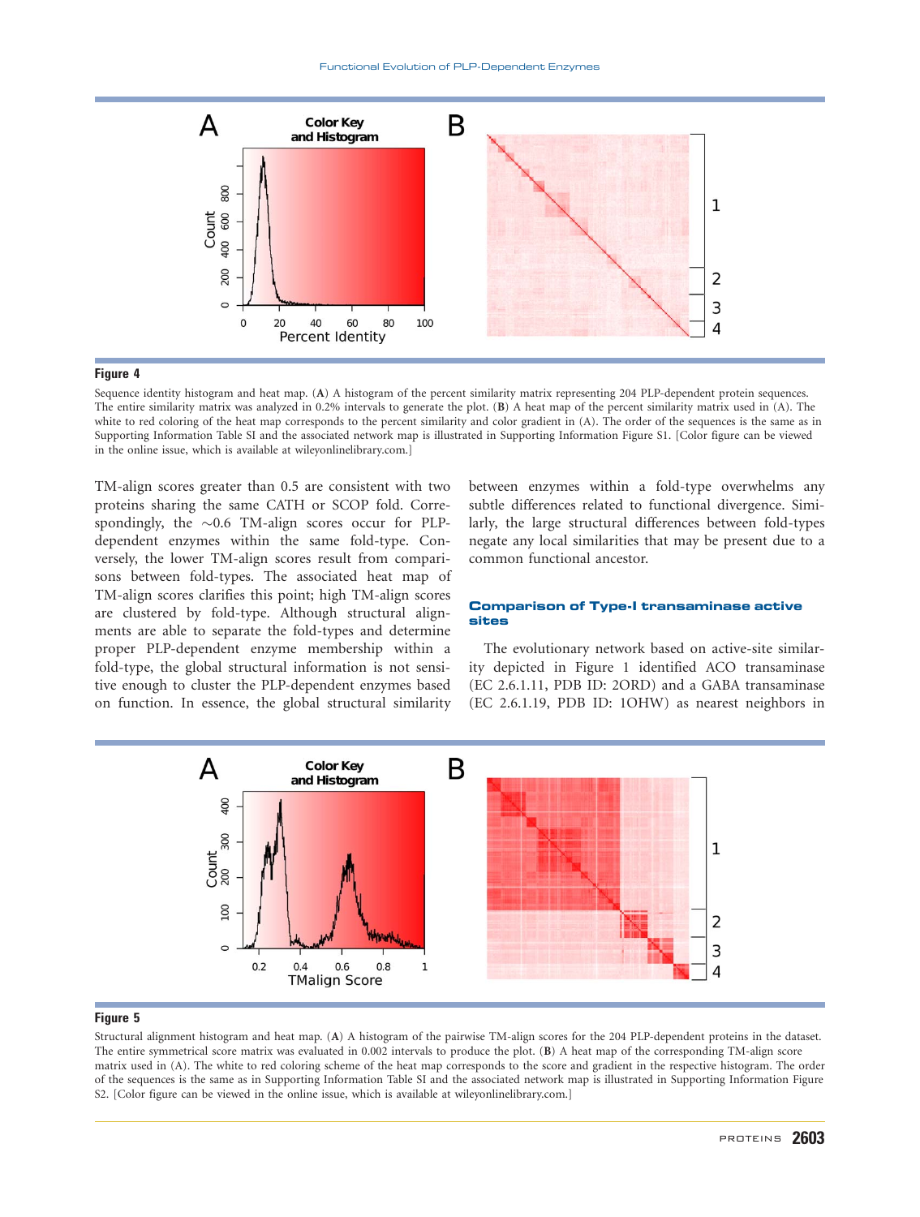**Figure 4**

Sequence identity histogram and heat map. (**A**) A histogram of the percent similarity matrix representing 204 PLP-dependent protein sequences. The entire similarity matrix was analyzed in 0.2% intervals to generate the plot. (**B**) A heat map of the percent similarity matrix used in (A). The white to red coloring of the heat map corresponds to the percent similarity and color gradient in (A). The order of the sequences is the same as in Supporting Information Table SI and the associated network map is illustrated in Supporting Information Figure S1. [Color figure can be viewed in the online issue, which is available at wileyonlinelibrary.com.]

TM-align scores greater than 0.5 are consistent with two proteins sharing the same CATH or SCOP fold. Correspondingly, the ∼0.6 TM-align scores occur for PLP-dependent enzymes within the same fold-type. Conversely, the lower TM-align scores result from comparisons between fold-types. The associated heat map of TM-align scores clarifies this point; high TM-align scores are clustered by fold-type. Although structural alignments are able to separate the fold-types and determine proper PLP-dependent enzyme membership within a fold-type, the global structural information is not sensitive enough to cluster the PLP-dependent enzymes based on function. In essence, the global structural similarity between enzymes within a fold-type overwhelms any subtle differences related to functional divergence. Similarly, the large structural differences between fold-types negate any local similarities that may be present due to a common functional ancestor.

### Comparison of Type-I transaminase active sites

The evolutionary network based on active-site similarity depicted in Figure 1 identified ACO transaminase (EC 2.6.1.11, PDB ID: 2ORD) and a GABA transaminase (EC 2.6.1.19, PDB ID: 1OHW) as nearest neighbors in

**Figure 5**

Structural alignment histogram and heat map. (**A**) A histogram of the pairwise TM-align scores for the 204 PLP-dependent proteins in the dataset. The entire symmetrical score matrix was evaluated in 0.002 intervals to produce the plot. (**B**) A heat map of the corresponding TM-align score matrix used in (A). The white to red coloring scheme of the heat map corresponds to the score and gradient in the respective histogram. The order of the sequences is the same as in Supporting Information Table SI and the associated network map is illustrated in Supporting Information Figure S2. [Color figure can be viewed in the online issue, which is available at wileyonlinelibrary.com.]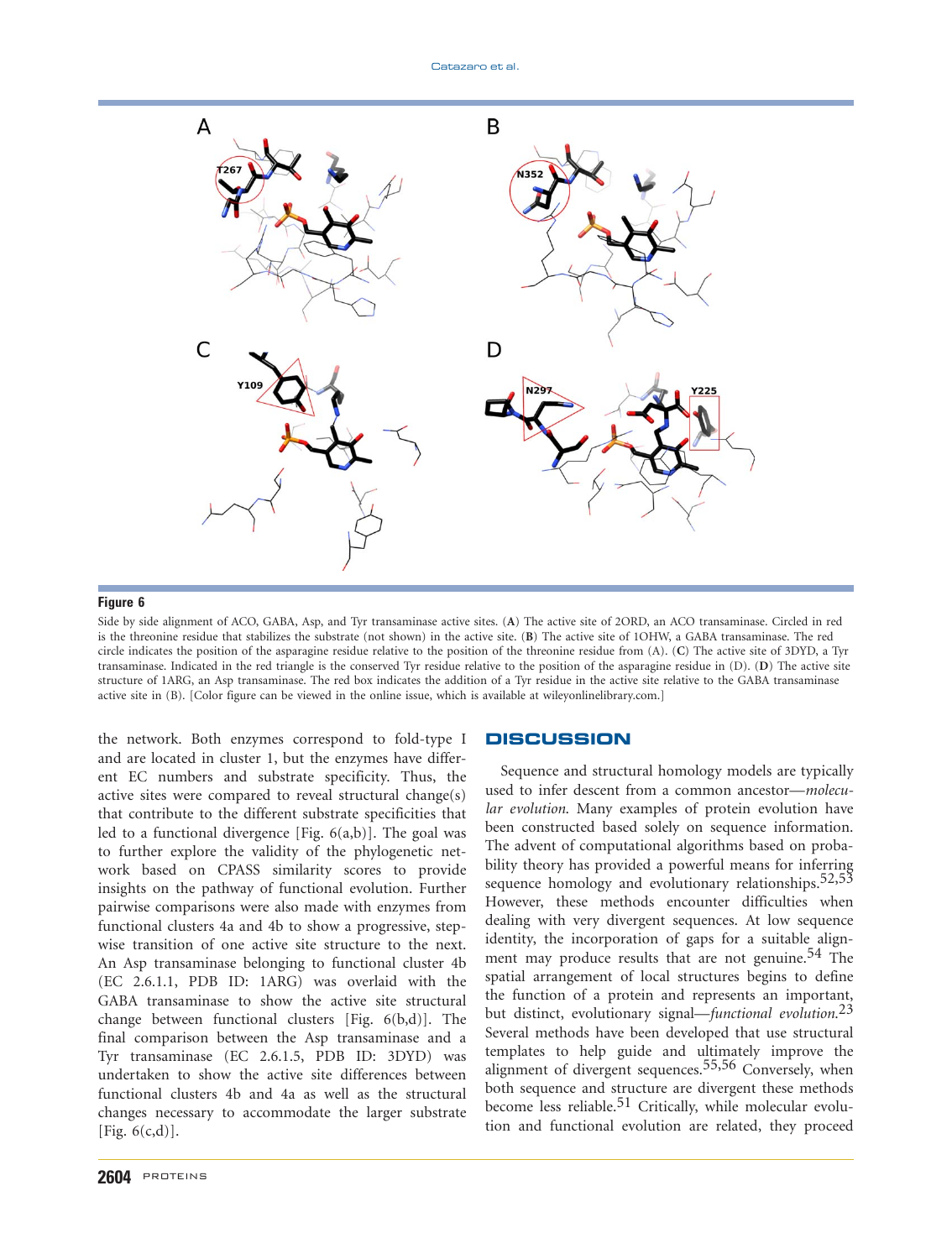**Figure 6**

Side by side alignment of ACO, GABA, Asp, and Tyr transaminase active sites. (**A**) The active site of 2ORD, an ACO transaminase. Circled in red is the threonine residue that stabilizes the substrate (not shown) in the active site. (**B**) The active site of 1OHW, a GABA transaminase. The red circle indicates the position of the asparagine residue relative to the position of the threonine residue from (A). (**C**) The active site of 3DYD, a Tyr transaminase. Indicated in the red triangle is the conserved Tyr residue relative to the position of the asparagine residue in (D). (**D**) The active site structure of 1ARG, an Asp transaminase. The red box indicates the addition of a Tyr residue in the active site relative to the GABA transaminase active site in (B). [Color figure can be viewed in the online issue, which is available at wileyonlinelibrary.com.]

the network. Both enzymes correspond to fold-type I and are located in cluster 1, but the enzymes have different EC numbers and substrate specificity. Thus, the active sites were compared to reveal structural change(s) that contribute to the different substrate specificities that led to a functional divergence [Fig. 6(a,b)]. The goal was to further explore the validity of the phylogenetic network based on CPASS similarity scores to provide insights on the pathway of functional evolution. Further pairwise comparisons were also made with enzymes from functional clusters 4a and 4b to show a progressive, stepwise transition of one active site structure to the next. An Asp transaminase belonging to functional cluster 4b (EC 2.6.1.1, PDB ID: 1ARG) was overlaid with the GABA transaminase to show the active site structural change between functional clusters [Fig. 6(b,d)]. The final comparison between the Asp transaminase and a Tyr transaminase (EC 2.6.1.5, PDB ID: 3DYD) was undertaken to show the active site differences between functional clusters 4b and 4a as well as the structural changes necessary to accommodate the larger substrate [Fig. 6(c,d)].

## DISCUSSION

Sequence and structural homology models are typically used to infer descent from a common ancestor—*molecular evolution*. Many examples of protein evolution have been constructed based solely on sequence information. The advent of computational algorithms based on probability theory has provided a powerful means for inferring sequence homology and evolutionary relationships.[52,53] However, these methods encounter difficulties when dealing with very divergent sequences. At low sequence identity, the incorporation of gaps for a suitable alignment may produce results that are not genuine.[54] The spatial arrangement of local structures begins to define the function of a protein and represents an important, but distinct, evolutionary signal—*functional evolution*.[23] Several methods have been developed that use structural templates to help guide and ultimately improve the alignment of divergent sequences.[55,56] Conversely, when both sequence and structure are divergent these methods become less reliable.[51] Critically, while molecular evolution and functional evolution are related, they proceed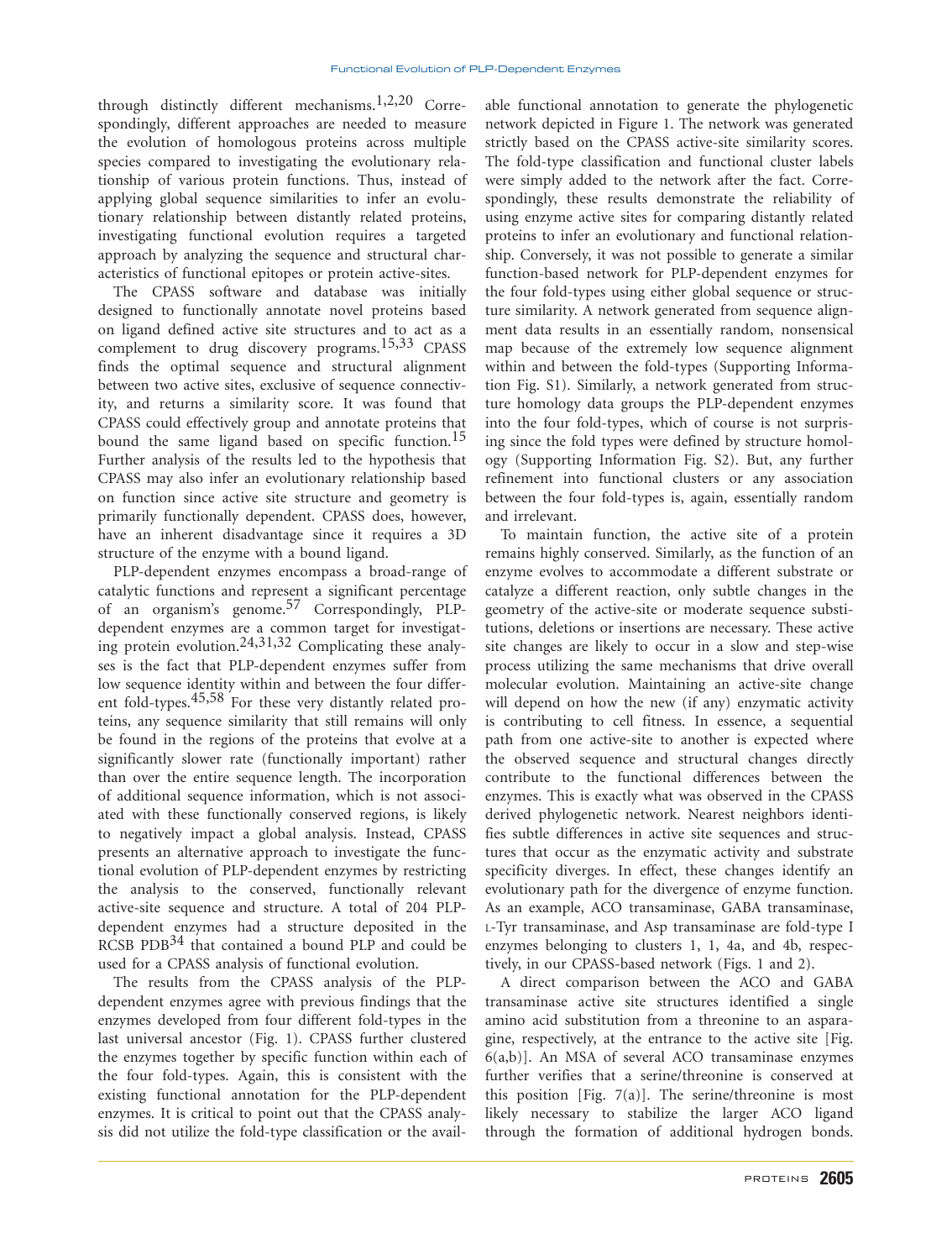through distinctly different mechanisms.[1,2,20] Correspondingly, different approaches are needed to measure the evolution of homologous proteins across multiple species compared to investigating the evolutionary relationship of various protein functions. Thus, instead of applying global sequence similarities to infer an evolutionary relationship between distantly related proteins, investigating functional evolution requires a targeted approach by analyzing the sequence and structural characteristics of functional epitopes or protein active-sites.

The CPASS software and database was initially designed to functionally annotate novel proteins based on ligand defined active site structures and to act as a complement to drug discovery programs.[15,33] CPASS finds the optimal sequence and structural alignment between two active sites, exclusive of sequence connectivity, and returns a similarity score. It was found that CPASS could effectively group and annotate proteins that bound the same ligand based on specific function.[15] Further analysis of the results led to the hypothesis that CPASS may also infer an evolutionary relationship based on function since active site structure and geometry is primarily functionally dependent. CPASS does, however, have an inherent disadvantage since it requires a 3D structure of the enzyme with a bound ligand.

PLP-dependent enzymes encompass a broad-range of catalytic functions and represent a significant percentage of an organism's genome.[57] Correspondingly, PLP-dependent enzymes are a common target for investigating protein evolution.[24,31,32] Complicating these analyses is the fact that PLP-dependent enzymes suffer from low sequence identity within and between the four different fold-types.[45,58] For these very distantly related proteins, any sequence similarity that still remains will only be found in the regions of the proteins that evolve at a significantly slower rate (functionally important) rather than over the entire sequence length. The incorporation of additional sequence information, which is not associated with these functionally conserved regions, is likely to negatively impact a global analysis. Instead, CPASS presents an alternative approach to investigate the functional evolution of PLP-dependent enzymes by restricting the analysis to the conserved, functionally relevant active-site sequence and structure. A total of 204 PLP-dependent enzymes had a structure deposited in the RCSB PDB[34] that contained a bound PLP and could be used for a CPASS analysis of functional evolution.

The results from the CPASS analysis of the PLP-dependent enzymes agree with previous findings that the enzymes developed from four different fold-types in the last universal ancestor (Fig. 1). CPASS further clustered the enzymes together by specific function within each of the four fold-types. Again, this is consistent with the existing functional annotation for the PLP-dependent enzymes. It is critical to point out that the CPASS analysis did not utilize the fold-type classification or the available functional annotation to generate the phylogenetic network depicted in Figure 1. The network was generated strictly based on the CPASS active-site similarity scores. The fold-type classification and functional cluster labels were simply added to the network after the fact. Correspondingly, these results demonstrate the reliability of using enzyme active sites for comparing distantly related proteins to infer an evolutionary and functional relationship. Conversely, it was not possible to generate a similar function-based network for PLP-dependent enzymes for the four fold-types using either global sequence or structure similarity. A network generated from sequence alignment data results in an essentially random, nonsensical map because of the extremely low sequence alignment within and between the fold-types (Supporting Information Fig. S1). Similarly, a network generated from structure homology data groups the PLP-dependent enzymes into the four fold-types, which of course is not surprising since the fold types were defined by structure homology (Supporting Information Fig. S2). But, any further refinement into functional clusters or any association between the four fold-types is, again, essentially random and irrelevant.

To maintain function, the active site of a protein remains highly conserved. Similarly, as the function of an enzyme evolves to accommodate a different substrate or catalyze a different reaction, only subtle changes in the geometry of the active-site or moderate sequence substitutions, deletions or insertions are necessary. These active site changes are likely to occur in a slow and step-wise process utilizing the same mechanisms that drive overall molecular evolution. Maintaining an active-site change will depend on how the new (if any) enzymatic activity is contributing to cell fitness. In essence, a sequential path from one active-site to another is expected where the observed sequence and structural changes directly contribute to the functional differences between the enzymes. This is exactly what was observed in the CPASS derived phylogenetic network. Nearest neighbors identifies subtle differences in active site sequences and structures that occur as the enzymatic activity and substrate specificity diverges. In effect, these changes identify an evolutionary path for the divergence of enzyme function. As an example, ACO transaminase, GABA transaminase, L-Tyr transaminase, and Asp transaminase are fold-type I enzymes belonging to clusters 1, 1, 4a, and 4b, respectively, in our CPASS-based network (Figs. 1 and 2).

A direct comparison between the ACO and GABA transaminase active site structures identified a single amino acid substitution from a threonine to an asparagine, respectively, at the entrance to the active site [Fig. 6(a,b)]. An MSA of several ACO transaminase enzymes further verifies that a serine/threonine is conserved at this position [Fig. 7(a)]. The serine/threonine is most likely necessary to stabilize the larger ACO ligand through the formation of additional hydrogen bonds.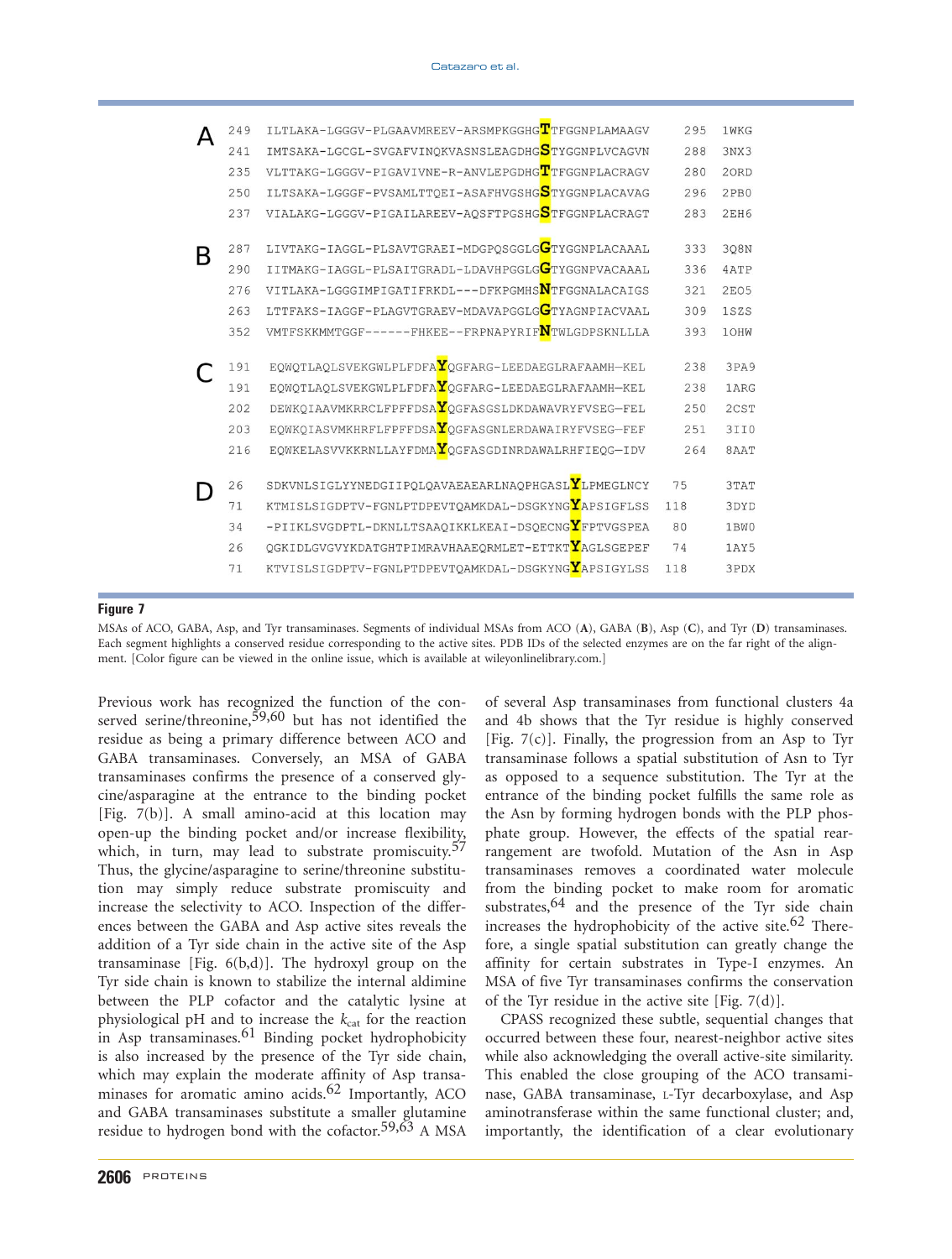A

```
249  ILTLAKA-LGGGV-PLGAAVMREEV-ARSMPKGGHGTTFGGNPLAMAAGV   295  1WKG
241  IMTSAKA-LGCGL-SVGAFVINQKVASNSLEAGDHGSTYGGNPLVCAGVN   288  3NX3
235  VLTTAKG-LGGGV-PIGAVIVNE-R-ANVLEPGDHGTTFGGNPLACRAGV   280  2ORD
250  ILTSAKA-LGGGF-PVSAMLTTQEI-ASAFHVGSHGSTYGGNPLACAVAG   296  2PB0
237  VIALAKG-LGGGV-PIGAILAREEV-AQSFTPGSHGSTFGGNPLACRAGT   283  2EH6
```

B

```
287  LIVTAKG-IAGGL-PLSAVTGRAEI-MDGPQSGGLGGTYGGNPLACAAAL   333  3Q8N
290  IITMAKG-IAGGL-PLSAITGRADL-LDAVHPGGLGGTYGGNPVACAAAL   336  4ATP
276  VITLAKA-LGGGIMPIGATIFRKDL---DFKPGMHSNTFGGNALACAIGS   321  2EO5
263  LTTFAKS-IAGGF-PLAGVTGRAEV-MDAVAPGGLGGTYAGNPIACVAAL   309  1SZS
352  VMTFSKKMMTGGF------FHKEE--FRPNAPYRIFNTWLGDPSKNLLLA   393  1OHW
```

C

```
191  EQWQTLAQLSVEKGWLPLFDFAYQGFARG-LEEDAEGLRAFAAMH—KEL   238  3PA9
191  EQWQTLAQLSVEKGWLPLFDFAYQGFARG-LEEDAEGLRAFAAMH—KEL   238  1ARG
202  DEWKQIAAVMKRRCLFPFFDSAYQGFASGSLDKDAWAVRYFVSEG—FEL   250  2CST
203  EQWKQIASVMKHRFLFPFFDSAYQGFASGNLERDAWAIRYFVSEG—FEF   251  3II0
216  EQWKELASVVKKRNLLAYFDMAYQGFASGDINRDAWALRHFIEQG—IDV   264  8AAT
```

D

```
26   SDKVNLSIGLYYNEDGIIPQLQAVAEAEARLNAQPHGASLYLPMEGLNCY   75   3TAT
71   KTMISLSIGDPTV-FGNLPTDPEVTQAMKDAL-DSGKYNGYAPSIGFLSS   118  3DYD
34   -PIIKLSVGDPTL-DKNLLTSAAQIKKLKEAI-DSQECNGYFPTVGSPEA   80   1BW0
26   QGKIDLGVGVYKDATGHTPIMRAVHAAEQRMLET-ETTKTYAGLSGEPEF   74   1AY5
71   KTVISLSIGDPTV-FGNLPTDPEVTQAMKDAL-DSGKYNGYAPSIGYLSS   118  3PDX
```

**Figure 7**

MSAs of ACO, GABA, Asp, and Tyr transaminases. Segments of individual MSAs from ACO (**A**), GABA (**B**), Asp (**C**), and Tyr (**D**) transaminases. Each segment highlights a conserved residue corresponding to the active sites. PDB IDs of the selected enzymes are on the far right of the alignment. [Color figure can be viewed in the online issue, which is available at wileyonlinelibrary.com.]

Previous work has recognized the function of the conserved serine/threonine,[59,60] but has not identified the residue as being a primary difference between ACO and GABA transaminases. Conversely, an MSA of GABA transaminases confirms the presence of a conserved glycine/asparagine at the entrance to the binding pocket [Fig. 7(b)]. A small amino-acid at this location may open-up the binding pocket and/or increase flexibility, which, in turn, may lead to substrate promiscuity.[57] Thus, the glycine/asparagine to serine/threonine substitution may simply reduce substrate promiscuity and increase the selectivity to ACO. Inspection of the differences between the GABA and Asp active sites reveals the addition of a Tyr side chain in the active site of the Asp transaminase [Fig. 6(b,d)]. The hydroxyl group on the Tyr side chain is known to stabilize the internal aldimine between the PLP cofactor and the catalytic lysine at physiological pH and to increase the $k_{cat}$ for the reaction in Asp transaminases.[61] Binding pocket hydrophobicity is also increased by the presence of the Tyr side chain, which may explain the moderate affinity of Asp transaminases for aromatic amino acids.[62] Importantly, ACO and GABA transaminases substitute a smaller glutamine residue to hydrogen bond with the cofactor.[59,63] A MSA of several Asp transaminases from functional clusters 4a and 4b shows that the Tyr residue is highly conserved [Fig. 7(c)]. Finally, the progression from an Asp to Tyr transaminase follows a spatial substitution of Asn to Tyr as opposed to a sequence substitution. The Tyr at the entrance of the binding pocket fulfills the same role as the Asn by forming hydrogen bonds with the PLP phosphate group. However, the effects of the spatial rearrangement are twofold. Mutation of the Asn in Asp transaminases removes a coordinated water molecule from the binding pocket to make room for aromatic substrates,[64] and the presence of the Tyr side chain increases the hydrophobicity of the active site.[62] Therefore, a single spatial substitution can greatly change the affinity for certain substrates in Type-I enzymes. An MSA of five Tyr transaminases confirms the conservation of the Tyr residue in the active site [Fig. 7(d)].

CPASS recognized these subtle, sequential changes that occurred between these four, nearest-neighbor active sites while also acknowledging the overall active-site similarity. This enabled the close grouping of the ACO transaminase, GABA transaminase, L-Tyr decarboxylase, and Asp aminotransferase within the same functional cluster; and, importantly, the identification of a clear evolutionary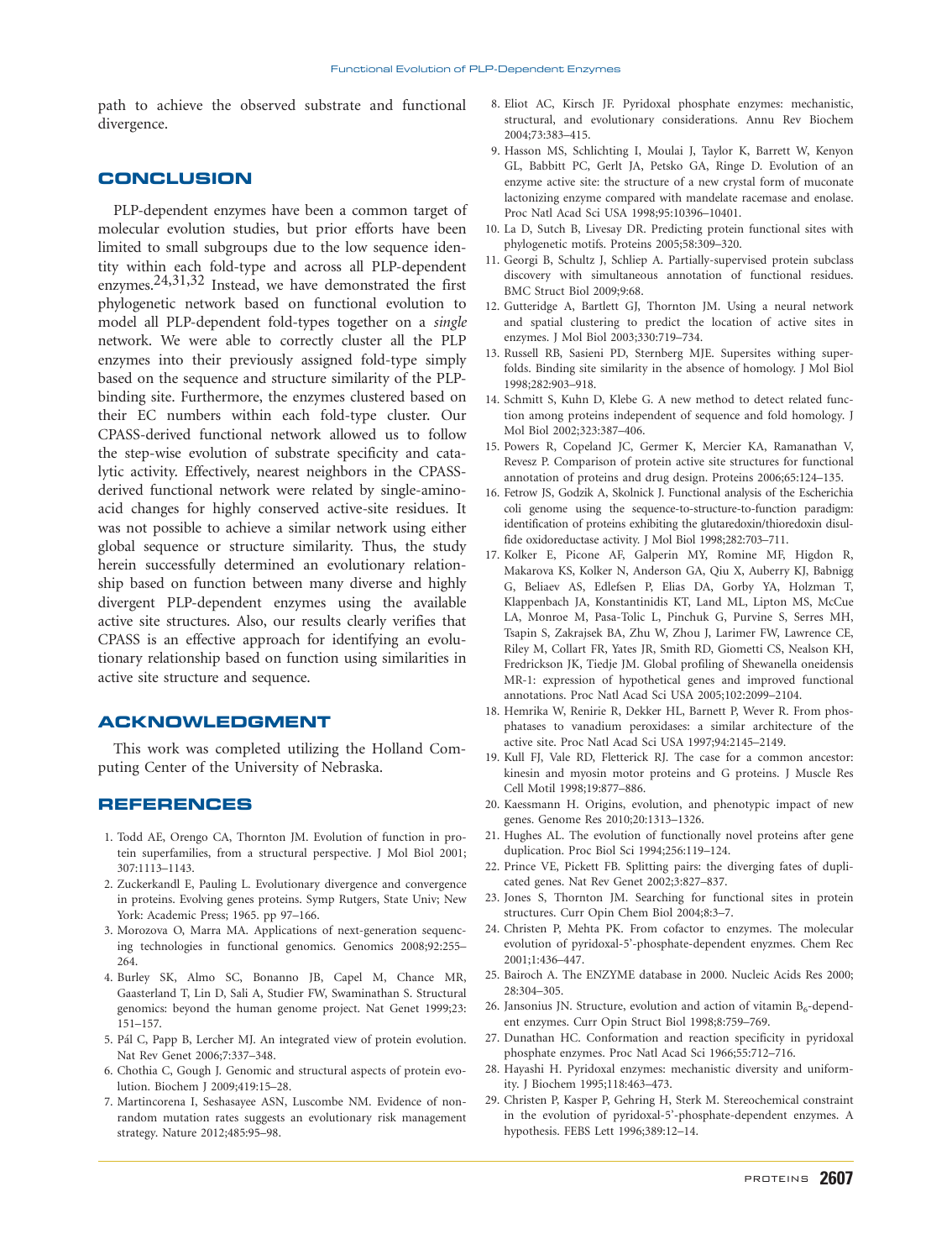path to achieve the observed substrate and functional divergence.

## CONCLUSION

PLP-dependent enzymes have been a common target of molecular evolution studies, but prior efforts have been limited to small subgroups due to the low sequence identity within each fold-type and across all PLP-dependent enzymes.[24,31,32] Instead, we have demonstrated the first phylogenetic network based on functional evolution to model all PLP-dependent fold-types together on a *single* network. We were able to correctly cluster all the PLP enzymes into their previously assigned fold-type simply based on the sequence and structure similarity of the PLP-binding site. Furthermore, the enzymes clustered based on their EC numbers within each fold-type cluster. Our CPASS-derived functional network allowed us to follow the step-wise evolution of substrate specificity and catalytic activity. Effectively, nearest neighbors in the CPASS-derived functional network were related by single-amino-acid changes for highly conserved active-site residues. It was not possible to achieve a similar network using either global sequence or structure similarity. Thus, the study herein successfully determined an evolutionary relationship based on function between many diverse and highly divergent PLP-dependent enzymes using the available active site structures. Also, our results clearly verifies that CPASS is an effective approach for identifying an evolutionary relationship based on function using similarities in active site structure and sequence.

## ACKNOWLEDGMENT

This work was completed utilizing the Holland Computing Center of the University of Nebraska.

## REFERENCES

1. Todd AE, Orengo CA, Thornton JM. Evolution of function in protein superfamilies, from a structural perspective. J Mol Biol 2001; 307:1113–1143.
2. Zuckerkandl E, Pauling L. Evolutionary divergence and convergence in proteins. Evolving genes proteins. Symp Rutgers, State Univ; New York: Academic Press; 1965. pp 97–166.
3. Morozova O, Marra MA. Applications of next-generation sequencing technologies in functional genomics. Genomics 2008;92:255–264.
4. Burley SK, Almo SC, Bonanno JB, Capel M, Chance MR, Gaasterland T, Lin D, Sali A, Studier FW, Swaminathan S. Structural genomics: beyond the human genome project. Nat Genet 1999;23: 151–157.
5. Pál C, Papp B, Lercher MJ. An integrated view of protein evolution. Nat Rev Genet 2006;7:337–348.
6. Chothia C, Gough J. Genomic and structural aspects of protein evolution. Biochem J 2009;419:15–28.
7. Martincorena I, Seshasayee ASN, Luscombe NM. Evidence of non-random mutation rates suggests an evolutionary risk management strategy. Nature 2012;485:95–98.
8. Eliot AC, Kirsch JF. Pyridoxal phosphate enzymes: mechanistic, structural, and evolutionary considerations. Annu Rev Biochem 2004;73:383–415.
9. Hasson MS, Schlichting I, Moulai J, Taylor K, Barrett W, Kenyon GL, Babbitt PC, Gerlt JA, Petsko GA, Ringe D. Evolution of an enzyme active site: the structure of a new crystal form of muconate lactonizing enzyme compared with mandelate racemase and enolase. Proc Natl Acad Sci USA 1998;95:10396–10401.
10. La D, Sutch B, Livesay DR. Predicting protein functional sites with phylogenetic motifs. Proteins 2005;58:309–320.
11. Georgi B, Schultz J, Schliep A. Partially-supervised protein subclass discovery with simultaneous annotation of functional residues. BMC Struct Biol 2009;9:68.
12. Gutteridge A, Bartlett GJ, Thornton JM. Using a neural network and spatial clustering to predict the location of active sites in enzymes. J Mol Biol 2003;330:719–734.
13. Russell RB, Sasieni PD, Sternberg MJE. Supersites withing superfolds. Binding site similarity in the absence of homology. J Mol Biol 1998;282:903–918.
14. Schmitt S, Kuhn D, Klebe G. A new method to detect related function among proteins independent of sequence and fold homology. J Mol Biol 2002;323:387–406.
15. Powers R, Copeland JC, Germer K, Mercier KA, Ramanathan V, Revesz P. Comparison of protein active site structures for functional annotation of proteins and drug design. Proteins 2006;65:124–135.
16. Fetrow JS, Godzik A, Skolnick J. Functional analysis of the Escherichia coli genome using the sequence-to-structure-to-function paradigm: identification of proteins exhibiting the glutaredoxin/thioredoxin disulfide oxidoreductase activity. J Mol Biol 1998;282:703–711.
17. Kolker E, Picone AF, Galperin MY, Romine MF, Higdon R, Makarova KS, Kolker N, Anderson GA, Qiu X, Auberry KJ, Babnigg G, Beliaev AS, Edlefsen P, Elias DA, Gorby YA, Holzman T, Klappenbach JA, Konstantinidis KT, Land ML, Lipton MS, McCue LA, Monroe M, Pasa-Tolic L, Pinchuk G, Purvine S, Serres MH, Tsapin S, Zakrajsek BA, Zhu W, Zhou J, Larimer FW, Lawrence CE, Riley M, Collart FR, Yates JR, Smith RD, Giometti CS, Nealson KH, Fredrickson JK, Tiedje JM. Global profiling of Shewanella oneidensis MR-1: expression of hypothetical genes and improved functional annotations. Proc Natl Acad Sci USA 2005;102:2099–2104.
18. Hemrika W, Renirie R, Dekker HL, Barnett P, Wever R. From phosphatases to vanadium peroxidases: a similar architecture of the active site. Proc Natl Acad Sci USA 1997;94:2145–2149.
19. Kull FJ, Vale RD, Fletterick RJ. The case for a common ancestor: kinesin and myosin motor proteins and G proteins. J Muscle Res Cell Motil 1998;19:877–886.
20. Kaessmann H. Origins, evolution, and phenotypic impact of new genes. Genome Res 2010;20:1313–1326.
21. Hughes AL. The evolution of functionally novel proteins after gene duplication. Proc Biol Sci 1994;256:119–124.
22. Prince VE, Pickett FB. Splitting pairs: the diverging fates of duplicated genes. Nat Rev Genet 2002;3:827–837.
23. Jones S, Thornton JM. Searching for functional sites in protein structures. Curr Opin Chem Biol 2004;8:3–7.
24. Christen P, Mehta PK. From cofactor to enzymes. The molecular evolution of pyridoxal-5'-phosphate-dependent enzymes. Chem Rec 2001;1:436–447.
25. Bairoch A. The ENZYME database in 2000. Nucleic Acids Res 2000; 28:304–305.
26. Jansonius JN. Structure, evolution and action of vitamin $B_6$-dependent enzymes. Curr Opin Struct Biol 1998;8:759–769.
27. Dunathan HC. Conformation and reaction specificity in pyridoxal phosphate enzymes. Proc Natl Acad Sci 1966;55:712–716.
28. Hayashi H. Pyridoxal enzymes: mechanistic diversity and uniformity. J Biochem 1995;118:463–473.
29. Christen P, Kasper P, Gehring H, Sterk M. Stereochemical constraint in the evolution of pyridoxal-5'-phosphate-dependent enzymes. A hypothesis. FEBS Lett 1996;389:12–14.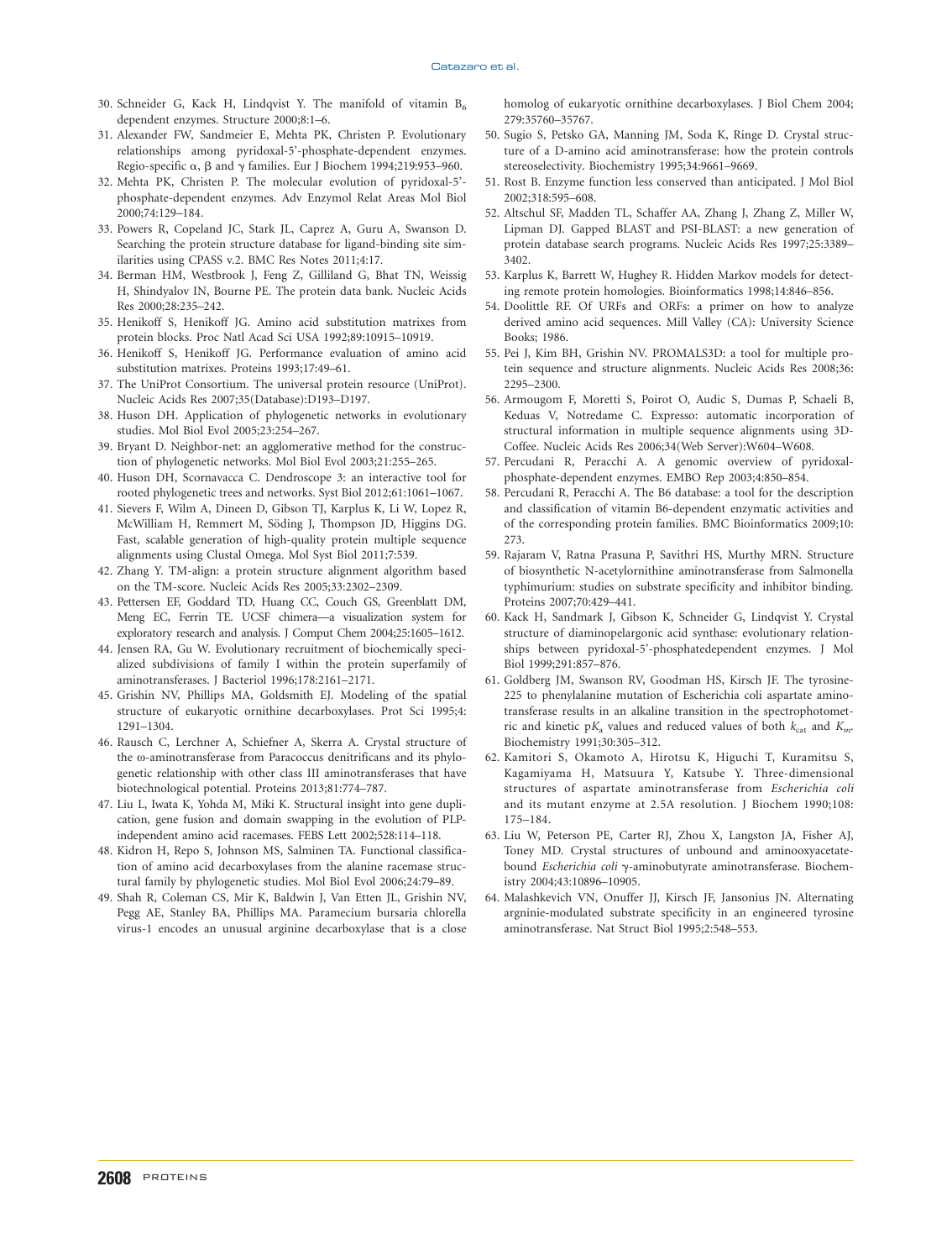30. Schneider G, Kack H, Lindqvist Y. The manifold of vitamin $B_6$ dependent enzymes. Structure 2000;8:1–6.
31. Alexander FW, Sandmeier E, Mehta PK, Christen P. Evolutionary relationships among pyridoxal-5'-phosphate-dependent enzymes. Regio-specific α, β and γ families. Eur J Biochem 1994;219:953–960.
32. Mehta PK, Christen P. The molecular evolution of pyridoxal-5'-phosphate-dependent enzymes. Adv Enzymol Relat Areas Mol Biol 2000;74:129–184.
33. Powers R, Copeland JC, Stark JL, Caprez A, Guru A, Swanson D. Searching the protein structure database for ligand-binding site similarities using CPASS v.2. BMC Res Notes 2011;4:17.
34. Berman HM, Westbrook J, Feng Z, Gilliland G, Bhat TN, Weissig H, Shindyalov IN, Bourne PE. The protein data bank. Nucleic Acids Res 2000;28:235–242.
35. Henikoff S, Henikoff JG. Amino acid substitution matrixes from protein blocks. Proc Natl Acad Sci USA 1992;89:10915–10919.
36. Henikoff S, Henikoff JG. Performance evaluation of amino acid substitution matrixes. Proteins 1993;17:49–61.
37. The UniProt Consortium. The universal protein resource (UniProt). Nucleic Acids Res 2007;35(Database):D193–D197.
38. Huson DH. Application of phylogenetic networks in evolutionary studies. Mol Biol Evol 2005;23:254–267.
39. Bryant D. Neighbor-net: an agglomerative method for the construction of phylogenetic networks. Mol Biol Evol 2003;21:255–265.
40. Huson DH, Scornavacca C. Dendroscope 3: an interactive tool for rooted phylogenetic trees and networks. Syst Biol 2012;61:1061–1067.
41. Sievers F, Wilm A, Dineen D, Gibson TJ, Karplus K, Li W, Lopez R, McWilliam H, Remmert M, Söding J, Thompson JD, Higgins DG. Fast, scalable generation of high-quality protein multiple sequence alignments using Clustal Omega. Mol Syst Biol 2011;7:539.
42. Zhang Y. TM-align: a protein structure alignment algorithm based on the TM-score. Nucleic Acids Res 2005;33:2302–2309.
43. Pettersen EF, Goddard TD, Huang CC, Couch GS, Greenblatt DM, Meng EC, Ferrin TE. UCSF chimera—a visualization system for exploratory research and analysis. J Comput Chem 2004;25:1605–1612.
44. Jensen RA, Gu W. Evolutionary recruitment of biochemically specialized subdivisions of family I within the protein superfamily of aminotransferases. J Bacteriol 1996;178:2161–2171.
45. Grishin NV, Phillips MA, Goldsmith EJ. Modeling of the spatial structure of eukaryotic ornithine decarboxylases. Prot Sci 1995;4: 1291–1304.
46. Rausch C, Lerchner A, Schiefner A, Skerra A. Crystal structure of the ω-aminotransferase from Paracoccus denitrificans and its phylogenetic relationship with other class III aminotransferases that have biotechnological potential. Proteins 2013;81:774–787.
47. Liu L, Iwata K, Yohda M, Miki K. Structural insight into gene duplication, gene fusion and domain swapping in the evolution of PLP-independent amino acid racemases. FEBS Lett 2002;528:114–118.
48. Kidron H, Repo S, Johnson MS, Salminen TA. Functional classification of amino acid decarboxylases from the alanine racemase structural family by phylogenetic studies. Mol Biol Evol 2006;24:79–89.
49. Shah R, Coleman CS, Mir K, Baldwin J, Van Etten JL, Grishin NV, Pegg AE, Stanley BA, Phillips MA. Paramecium bursaria chlorella virus-1 encodes an unusual arginine decarboxylase that is a close homolog of eukaryotic ornithine decarboxylases. J Biol Chem 2004; 279:35760–35767.
50. Sugio S, Petsko GA, Manning JM, Soda K, Ringe D. Crystal structure of a D-amino acid aminotransferase: how the protein controls stereoselectivity. Biochemistry 1995;34:9661–9669.
51. Rost B. Enzyme function less conserved than anticipated. J Mol Biol 2002;318:595–608.
52. Altschul SF, Madden TL, Schaffer AA, Zhang J, Zhang Z, Miller W, Lipman DJ. Gapped BLAST and PSI-BLAST: a new generation of protein database search programs. Nucleic Acids Res 1997;25:3389–3402.
53. Karplus K, Barrett W, Hughey R. Hidden Markov models for detecting remote protein homologies. Bioinformatics 1998;14:846–856.
54. Doolittle RF. Of URFs and ORFs: a primer on how to analyze derived amino acid sequences. Mill Valley (CA): University Science Books; 1986.
55. Pei J, Kim BH, Grishin NV. PROMALS3D: a tool for multiple protein sequence and structure alignments. Nucleic Acids Res 2008;36: 2295–2300.
56. Armougom F, Moretti S, Poirot O, Audic S, Dumas P, Schaeli B, Keduas V, Notredame C. Expresso: automatic incorporation of structural information in multiple sequence alignments using 3D-Coffee. Nucleic Acids Res 2006;34(Web Server):W604–W608.
57. Percudani R, Peracchi A. A genomic overview of pyridoxal-phosphate-dependent enzymes. EMBO Rep 2003;4:850–854.
58. Percudani R, Peracchi A. The B6 database: a tool for the description and classification of vitamin B6-dependent enzymatic activities and of the corresponding protein families. BMC Bioinformatics 2009;10: 273.
59. Rajaram V, Ratna Prasuna P, Savithri HS, Murthy MRN. Structure of biosynthetic N-acetylornithine aminotransferase from Salmonella typhimurium: studies on substrate specificity and inhibitor binding. Proteins 2007;70:429–441.
60. Kack H, Sandmark J, Gibson K, Schneider G, Lindqvist Y. Crystal structure of diaminopelargonic acid synthase: evolutionary relationships between pyridoxal-5'-phosphatedependent enzymes. J Mol Biol 1999;291:857–876.
61. Goldberg JM, Swanson RV, Goodman HS, Kirsch JF. The tyrosine-225 to phenylalanine mutation of Escherichia coli aspartate aminotransferase results in an alkaline transition in the spectrophotometric and kinetic p$K_a$ values and reduced values of both $k_{cat}$ and $K_m$. Biochemistry 1991;30:305–312.
62. Kamitori S, Okamoto A, Hirotsu K, Higuchi T, Kuramitsu S, Kagamiyama H, Matsuura Y, Katsube Y. Three-dimensional structures of aspartate aminotransferase from *Escherichia coli* and its mutant enzyme at 2.5A resolution. J Biochem 1990;108: 175–184.
63. Liu W, Peterson PE, Carter RJ, Zhou X, Langston JA, Fisher AJ, Toney MD. Crystal structures of unbound and aminooxyacetate-bound *Escherichia coli* γ-aminobutyrate aminotransferase. Biochemistry 2004;43:10896–10905.
64. Malashkevich VN, Onuffer JJ, Kirsch JF, Jansonius JN. Alternating argninie-modulated substrate specificity in an engineered tyrosine aminotransferase. Nat Struct Biol 1995;2:548–553.